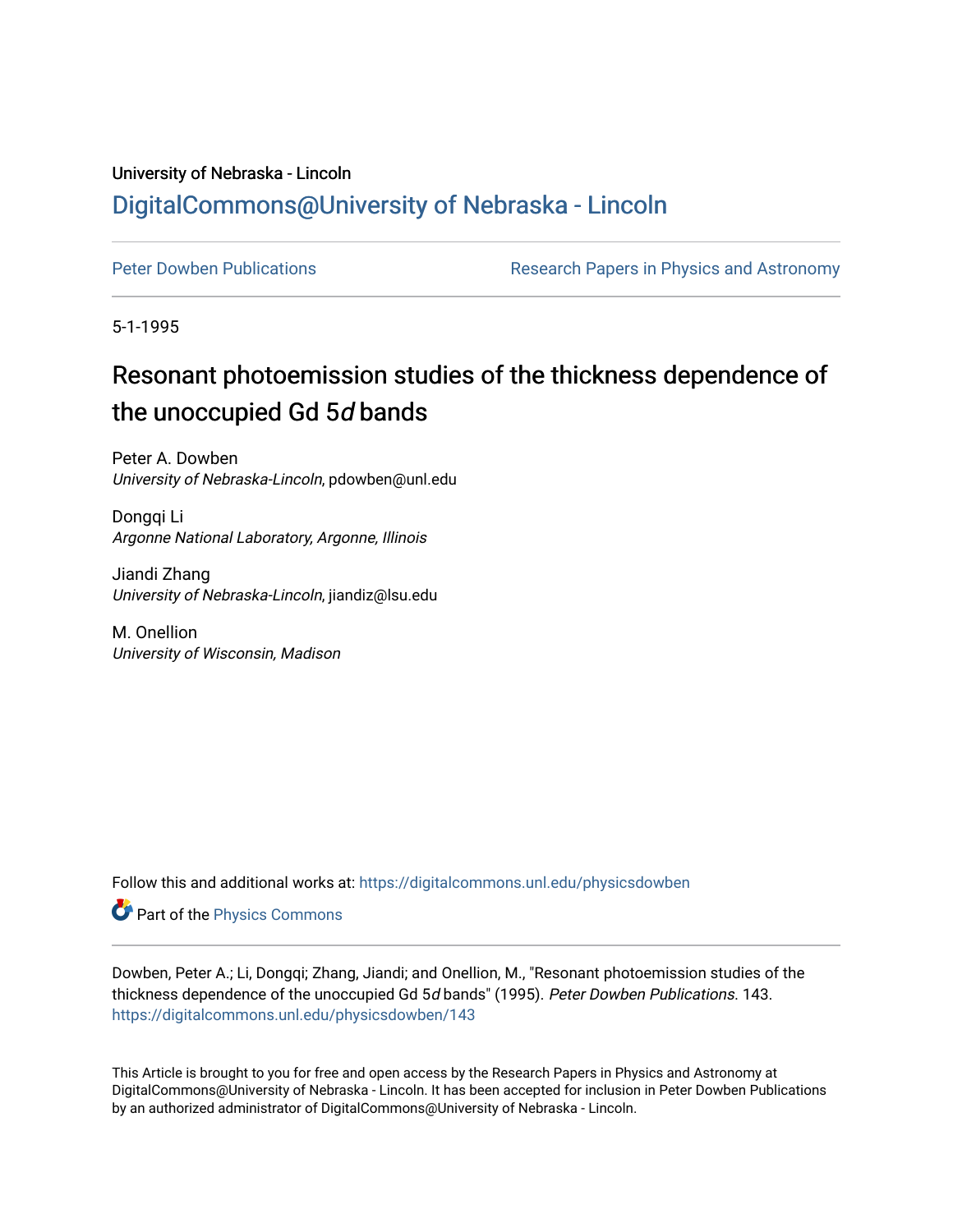University of Nebraska - Lincoln

## DigitalCommons@University of Nebraska - Lincoln

Peter Dowben Publications | Research Papers in Physics and Astronomy

5-1-1995

# Resonant photoemission studies of the thickness dependence of the unoccupied Gd 5*d* bands

Peter A. Dowben
*University of Nebraska-Lincoln*, pdowben@unl.edu

Dongqi Li
*Argonne National Laboratory, Argonne, Illinois*

Jiandi Zhang
*University of Nebraska-Lincoln*, jiandiz@lsu.edu

M. Onellion
*University of Wisconsin, Madison*

Follow this and additional works at: https://digitalcommons.unl.edu/physicsdowben

Part of the Physics Commons

Dowben, Peter A.; Li, Dongqi; Zhang, Jiandi; and Onellion, M., "Resonant photoemission studies of the thickness dependence of the unoccupied Gd 5*d* bands" (1995). *Peter Dowben Publications*. 143.
https://digitalcommons.unl.edu/physicsdowben/143

This Article is brought to you for free and open access by the Research Papers in Physics and Astronomy at DigitalCommons@University of Nebraska - Lincoln. It has been accepted for inclusion in Peter Dowben Publications by an authorized administrator of DigitalCommons@University of Nebraska - Lincoln.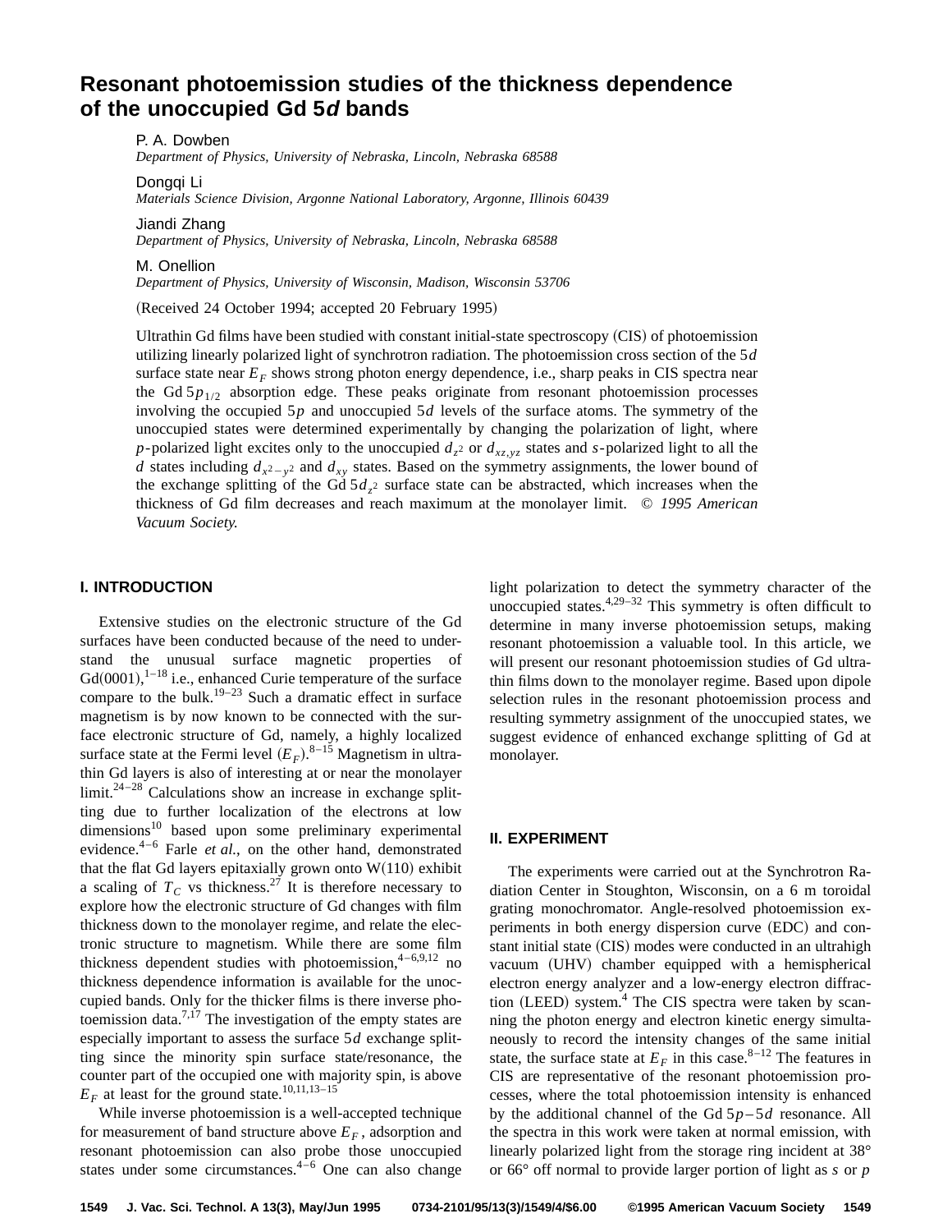# Resonant photoemission studies of the thickness dependence of the unoccupied Gd 5*d* bands

P. A. Dowben
*Department of Physics, University of Nebraska, Lincoln, Nebraska 68588*

Dongqi Li
*Materials Science Division, Argonne National Laboratory, Argonne, Illinois 60439*

Jiandi Zhang
*Department of Physics, University of Nebraska, Lincoln, Nebraska 68588*

M. Onellion
*Department of Physics, University of Wisconsin, Madison, Wisconsin 53706*

(Received 24 October 1994; accepted 20 February 1995)

Ultrathin Gd films have been studied with constant initial-state spectroscopy (CIS) of photoemission utilizing linearly polarized light of synchrotron radiation. The photoemission cross section of the 5$d$ surface state near $E_F$ shows strong photon energy dependence, i.e., sharp peaks in CIS spectra near the Gd 5$p_{1/2}$ absorption edge. These peaks originate from resonant photoemission processes involving the occupied 5$p$ and unoccupied 5$d$ levels of the surface atoms. The symmetry of the unoccupied states were determined experimentally by changing the polarization of light, where $p$-polarized light excites only to the unoccupied $d_{z^2}$ or $d_{xz,yz}$ states and $s$-polarized light to all the $d$ states including $d_{x^2-y^2}$ and $d_{xy}$ states. Based on the symmetry assignments, the lower bound of the exchange splitting of the Gd 5$d_{z^2}$ surface state can be abstracted, which increases when the thickness of Gd film decreases and reach maximum at the monolayer limit. © *1995 American Vacuum Society.*

## I. INTRODUCTION

Extensive studies on the electronic structure of the Gd surfaces have been conducted because of the need to understand the unusual surface magnetic properties of Gd(0001),[1–18] i.e., enhanced Curie temperature of the surface compare to the bulk.[19–23] Such a dramatic effect in surface magnetism is by now known to be connected with the surface electronic structure of Gd, namely, a highly localized surface state at the Fermi level ($E_F$).[8–15] Magnetism in ultrathin Gd layers is also of interesting at or near the monolayer limit.[24–28] Calculations show an increase in exchange splitting due to further localization of the electrons at low dimensions[10] based upon some preliminary experimental evidence.[4–6] Farle *et al.*, on the other hand, demonstrated that the flat Gd layers epitaxially grown onto W(110) exhibit a scaling of $T_C$ vs thickness.[27] It is therefore necessary to explore how the electronic structure of Gd changes with film thickness down to the monolayer regime, and relate the electronic structure to magnetism. While there are some film thickness dependent studies with photoemission,[4–6,9,12] no thickness dependence information is available for the unoccupied bands. Only for the thicker films is there inverse photoemission data.[7,17] The investigation of the empty states are especially important to assess the surface 5$d$ exchange splitting since the minority spin surface state/resonance, the counter part of the occupied one with majority spin, is above $E_F$ at least for the ground state.[10,11,13–15]

While inverse photoemission is a well-accepted technique for measurement of band structure above $E_F$, adsorption and resonant photoemission can also probe those unoccupied states under some circumstances.[4–6] One can also change light polarization to detect the symmetry character of the unoccupied states.[4,29–32] This symmetry is often difficult to determine in many inverse photoemission setups, making resonant photoemission a valuable tool. In this article, we will present our resonant photoemission studies of Gd ultrathin films down to the monolayer regime. Based upon dipole selection rules in the resonant photoemission process and resulting symmetry assignment of the unoccupied states, we suggest evidence of enhanced exchange splitting of Gd at monolayer.

## II. EXPERIMENT

The experiments were carried out at the Synchrotron Radiation Center in Stoughton, Wisconsin, on a 6 m toroidal grating monochromator. Angle-resolved photoemission experiments in both energy dispersion curve (EDC) and constant initial state (CIS) modes were conducted in an ultrahigh vacuum (UHV) chamber equipped with a hemispherical electron energy analyzer and a low-energy electron diffraction (LEED) system.[4] The CIS spectra were taken by scanning the photon energy and electron kinetic energy simultaneously to record the intensity changes of the same initial state, the surface state at $E_F$ in this case.[8–12] The features in CIS are representative of the resonant photoemission processes, where the total photoemission intensity is enhanced by the additional channel of the Gd 5$p$–5$d$ resonance. All the spectra in this work were taken at normal emission, with linearly polarized light from the storage ring incident at 38° or 66° off normal to provide larger portion of light as $s$ or $p$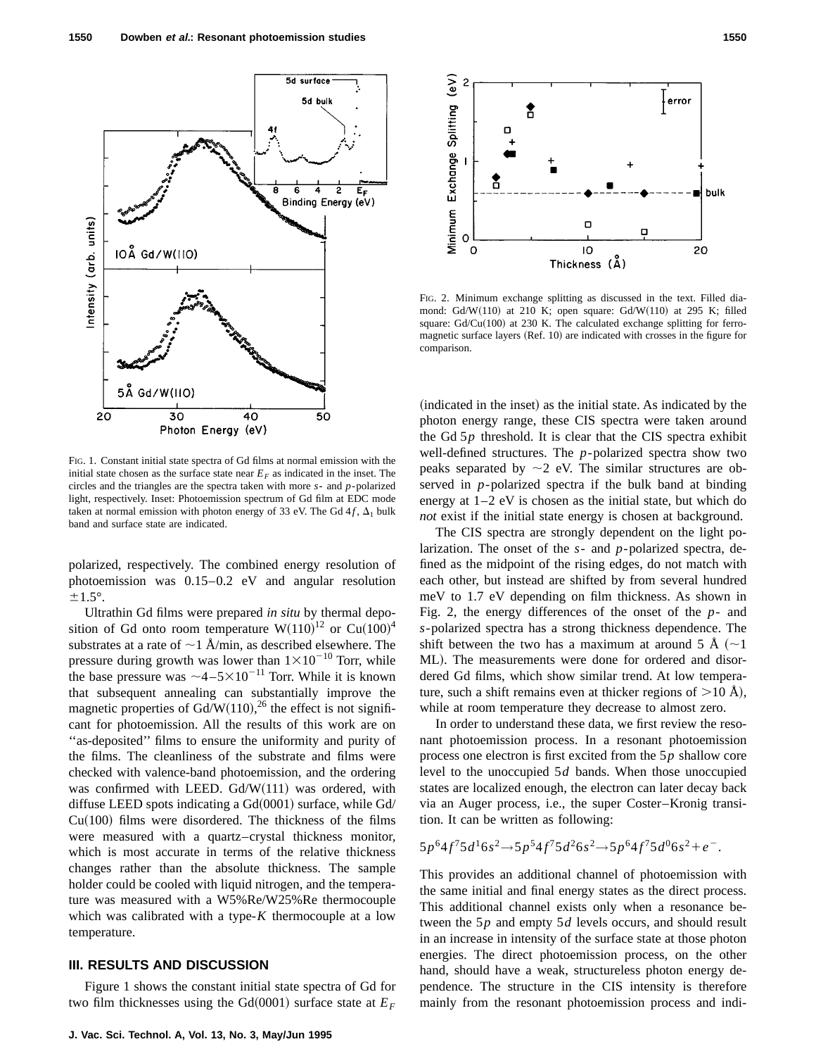FIG. 1. Constant initial state spectra of Gd films at normal emission with the initial state chosen as the surface state near $E_F$ as indicated in the inset. The circles and the triangles are the spectra taken with more $s$- and $p$-polarized light, respectively. Inset: Photoemission spectrum of Gd film at EDC mode taken at normal emission with photon energy of 33 eV. The Gd $4f$, $\Delta_1$ bulk band and surface state are indicated.

polarized, respectively. The combined energy resolution of photoemission was 0.15–0.2 eV and angular resolution $\pm 1.5°$.

Ultrathin Gd films were prepared *in situ* by thermal deposition of Gd onto room temperature W(110)[12] or Cu(100)[4] substrates at a rate of ~1 Å/min, as described elsewhere. The pressure during growth was lower than $1\times10^{-10}$ Torr, while the base pressure was ~4–$5\times10^{-11}$ Torr. While it is known that subsequent annealing can substantially improve the magnetic properties of Gd/W(110),[26] the effect is not significant for photoemission. All the results of this work are on "as-deposited" films to ensure the uniformity and purity of the films. The cleanliness of the substrate and films were checked with valence-band photoemission, and the ordering was confirmed with LEED. Gd/W(111) was ordered, with diffuse LEED spots indicating a Gd(0001) surface, while Gd/Cu(100) films were disordered. The thickness of the films were measured with a quartz–crystal thickness monitor, which is most accurate in terms of the relative thickness changes rather than the absolute thickness. The sample holder could be cooled with liquid nitrogen, and the temperature was measured with a W5%Re/W25%Re thermocouple which was calibrated with a type-$K$ thermocouple at a low temperature.

## III. RESULTS AND DISCUSSION

Figure 1 shows the constant initial state spectra of Gd for two film thicknesses using the Gd(0001) surface state at $E_F$

FIG. 2. Minimum exchange splitting as discussed in the text. Filled diamond: Gd/W(110) at 210 K; open square: Gd/W(110) at 295 K; filled square: Gd/Cu(100) at 230 K. The calculated exchange splitting for ferromagnetic surface layers (Ref. 10) are indicated with crosses in the figure for comparison.

(indicated in the inset) as the initial state. As indicated by the photon energy range, these CIS spectra were taken around the Gd $5p$ threshold. It is clear that the CIS spectra exhibit well-defined structures. The $p$-polarized spectra show two peaks separated by ~2 eV. The similar structures are observed in $p$-polarized spectra if the bulk band at binding energy at 1–2 eV is chosen as the initial state, but which do *not* exist if the initial state energy is chosen at background.

The CIS spectra are strongly dependent on the light polarization. The onset of the $s$- and $p$-polarized spectra, defined as the midpoint of the rising edges, do not match with each other, but instead are shifted by from several hundred meV to 1.7 eV depending on film thickness. As shown in Fig. 2, the energy differences of the onset of the $p$- and $s$-polarized spectra has a strong thickness dependence. The shift between the two has a maximum at around 5 Å (~1 ML). The measurements were done for ordered and disordered Gd films, which show similar trend. At low temperature, such a shift remains even at thicker regions of >10 Å), while at room temperature they decrease to almost zero.

In order to understand these data, we first review the resonant photoemission process. In a resonant photoemission process one electron is first excited from the $5p$ shallow core level to the unoccupied $5d$ bands. When those unoccupied states are localized enough, the electron can later decay back via an Auger process, i.e., the super Coster–Kronig transition. It can be written as following:

$$5p^6 4f^7 5d^1 6s^2 \rightarrow 5p^5 4f^7 5d^2 6s^2 \rightarrow 5p^6 4f^7 5d^0 6s^2 + e^-.$$

This provides an additional channel of photoemission with the same initial and final energy states as the direct process. This additional channel exists only when a resonance between the $5p$ and empty $5d$ levels occurs, and should result in an increase in intensity of the surface state at those photon energies. The direct photoemission process, on the other hand, should have a weak, structureless photon energy dependence. The structure in the CIS intensity is therefore mainly from the resonant photoemission process and indi-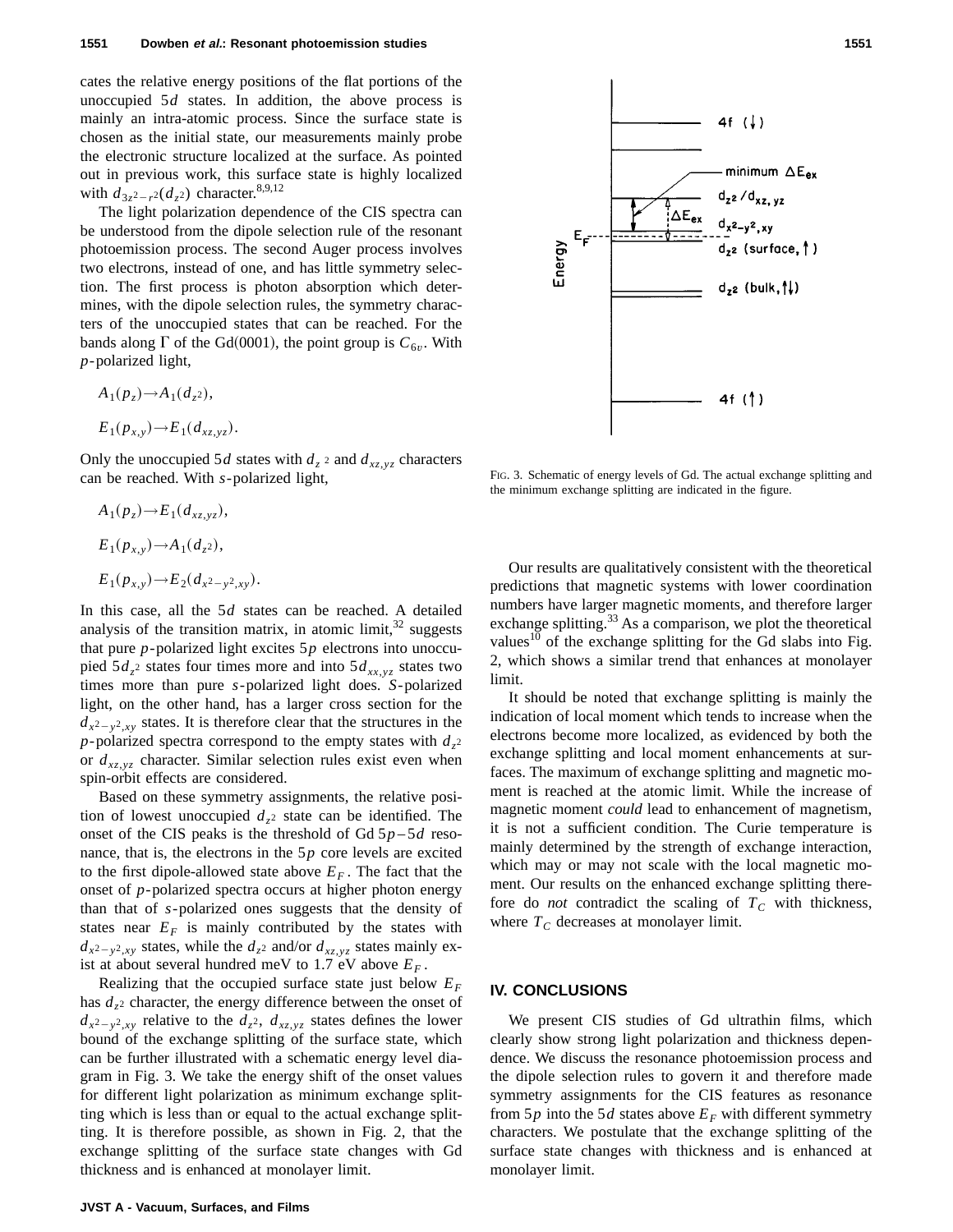cates the relative energy positions of the flat portions of the unoccupied $5d$ states. In addition, the above process is mainly an intra-atomic process. Since the surface state is chosen as the initial state, our measurements mainly probe the electronic structure localized at the surface. As pointed out in previous work, this surface state is highly localized with $d_{3z^2-r^2}(d_{z^2})$ character.[8,9,12]

The light polarization dependence of the CIS spectra can be understood from the dipole selection rule of the resonant photoemission process. The second Auger process involves two electrons, instead of one, and has little symmetry selection. The first process is photon absorption which determines, with the dipole selection rules, the symmetry characters of the unoccupied states that can be reached. For the bands along $\Gamma$ of the Gd(0001), the point group is $C_{6v}$. With $p$-polarized light,

$$A_1(p_z) \rightarrow A_1(d_{z^2}),$$

$$E_1(p_{x,y}) \rightarrow E_1(d_{xz,yz}).$$

Only the unoccupied $5d$ states with $d_{z^2}$ and $d_{xz,yz}$ characters can be reached. With $s$-polarized light,

$$A_1(p_z) \rightarrow E_1(d_{xz,yz}),$$

$$E_1(p_{x,y}) \rightarrow A_1(d_{z^2}),$$

$$E_1(p_{x,y}) \rightarrow E_2(d_{x^2-y^2,xy}).$$

In this case, all the $5d$ states can be reached. A detailed analysis of the transition matrix, in atomic limit,[32] suggests that pure $p$-polarized light excites $5p$ electrons into unoccupied $5d_{z^2}$ states four times more and into $5d_{xx,yz}$ states two times more than pure $s$-polarized light does. $S$-polarized light, on the other hand, has a larger cross section for the $d_{x^2-y^2,xy}$ states. It is therefore clear that the structures in the $p$-polarized spectra correspond to the empty states with $d_{z^2}$ or $d_{xz,yz}$ character. Similar selection rules exist even when spin-orbit effects are considered.

Based on these symmetry assignments, the relative position of lowest unoccupied $d_{z^2}$ state can be identified. The onset of the CIS peaks is the threshold of Gd $5p-5d$ resonance, that is, the electrons in the $5p$ core levels are excited to the first dipole-allowed state above $E_F$. The fact that the onset of $p$-polarized spectra occurs at higher photon energy than that of $s$-polarized ones suggests that the density of states near $E_F$ is mainly contributed by the states with $d_{x^2-y^2,xy}$ states, while the $d_{z^2}$ and/or $d_{xz,yz}$ states mainly exist at about several hundred meV to 1.7 eV above $E_F$.

Realizing that the occupied surface state just below $E_F$ has $d_{z^2}$ character, the energy difference between the onset of $d_{x^2-y^2,xy}$ relative to the $d_{z^2}$, $d_{xz,yz}$ states defines the lower bound of the exchange splitting of the surface state, which can be further illustrated with a schematic energy level diagram in Fig. 3. We take the energy shift of the onset values for different light polarization as minimum exchange splitting which is less than or equal to the actual exchange splitting. It is therefore possible, as shown in Fig. 2, that the exchange splitting of the surface state changes with Gd thickness and is enhanced at monolayer limit.

FIG. 3. Schematic of energy levels of Gd. The actual exchange splitting and the minimum exchange splitting are indicated in the figure.

Our results are qualitatively consistent with the theoretical predictions that magnetic systems with lower coordination numbers have larger magnetic moments, and therefore larger exchange splitting.[33] As a comparison, we plot the theoretical values[10] of the exchange splitting for the Gd slabs into Fig. 2, which shows a similar trend that enhances at monolayer limit.

It should be noted that exchange splitting is mainly the indication of local moment which tends to increase when the electrons become more localized, as evidenced by both the exchange splitting and local moment enhancements at surfaces. The maximum of exchange splitting and magnetic moment is reached at the atomic limit. While the increase of magnetic moment *could* lead to enhancement of magnetism, it is not a sufficient condition. The Curie temperature is mainly determined by the strength of exchange interaction, which may or may not scale with the local magnetic moment. Our results on the enhanced exchange splitting therefore do *not* contradict the scaling of $T_C$ with thickness, where $T_C$ decreases at monolayer limit.

## IV. CONCLUSIONS

We present CIS studies of Gd ultrathin films, which clearly show strong light polarization and thickness dependence. We discuss the resonance photoemission process and the dipole selection rules to govern it and therefore made symmetry assignments for the CIS features as resonance from $5p$ into the $5d$ states above $E_F$ with different symmetry characters. We postulate that the exchange splitting of the surface state changes with thickness and is enhanced at monolayer limit.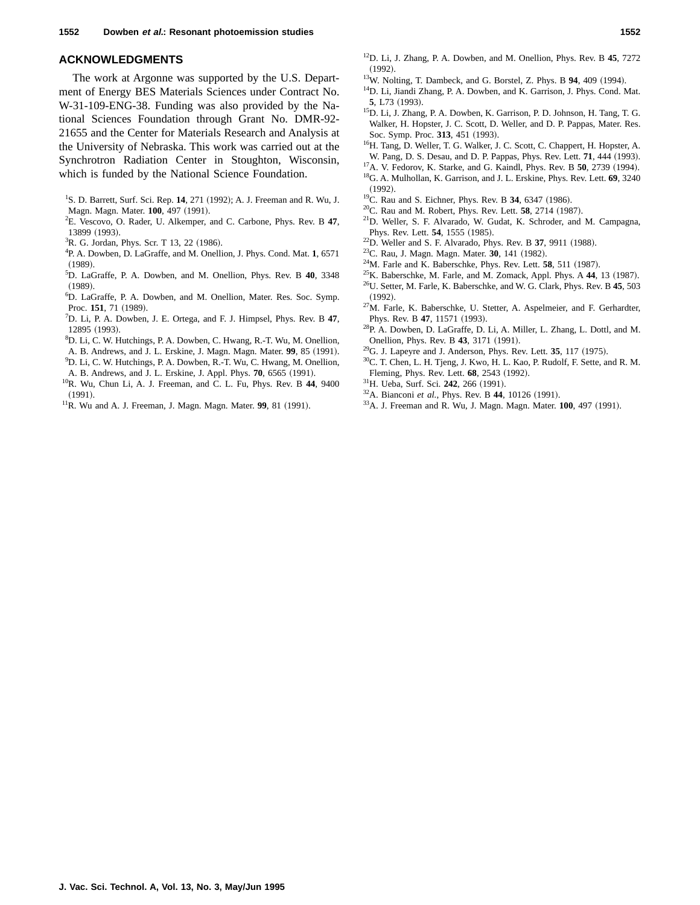## ACKNOWLEDGMENTS

The work at Argonne was supported by the U.S. Department of Energy BES Materials Sciences under Contract No. W-31-109-ENG-38. Funding was also provided by the National Sciences Foundation through Grant No. DMR-92-21655 and the Center for Materials Research and Analysis at the University of Nebraska. This work was carried out at the Synchrotron Radiation Center in Stoughton, Wisconsin, which is funded by the National Science Foundation.

[1] S. D. Barrett, Surf. Sci. Rep. **14**, 271 (1992); A. J. Freeman and R. Wu, J. Magn. Magn. Mater. **100**, 497 (1991).
[2] E. Vescovo, O. Rader, U. Alkemper, and C. Carbone, Phys. Rev. B **47**, 13899 (1993).
[3] R. G. Jordan, Phys. Scr. T 13, 22 (1986).
[4] P. A. Dowben, D. LaGraffe, and M. Onellion, J. Phys. Cond. Mat. **1**, 6571 (1989).
[5] D. LaGraffe, P. A. Dowben, and M. Onellion, Phys. Rev. B **40**, 3348 (1989).
[6] D. LaGraffe, P. A. Dowben, and M. Onellion, Mater. Res. Soc. Symp. Proc. **151**, 71 (1989).
[7] D. Li, P. A. Dowben, J. E. Ortega, and F. J. Himpsel, Phys. Rev. B **47**, 12895 (1993).
[8] D. Li, C. W. Hutchings, P. A. Dowben, C. Hwang, R.-T. Wu, M. Onellion, A. B. Andrews, and J. L. Erskine, J. Magn. Magn. Mater. **99**, 85 (1991).
[9] D. Li, C. W. Hutchings, P. A. Dowben, R.-T. Wu, C. Hwang, M. Onellion, A. B. Andrews, and J. L. Erskine, J. Appl. Phys. **70**, 6565 (1991).
[10] R. Wu, Chun Li, A. J. Freeman, and C. L. Fu, Phys. Rev. B **44**, 9400 (1991).
[11] R. Wu and A. J. Freeman, J. Magn. Magn. Mater. **99**, 81 (1991).
[12] D. Li, J. Zhang, P. A. Dowben, and M. Onellion, Phys. Rev. B **45**, 7272 (1992).
[13] W. Nolting, T. Dambeck, and G. Borstel, Z. Phys. B **94**, 409 (1994).
[14] D. Li, Jiandi Zhang, P. A. Dowben, and K. Garrison, J. Phys. Cond. Mat. **5**, L73 (1993).
[15] D. Li, J. Zhang, P. A. Dowben, K. Garrison, P. D. Johnson, H. Tang, T. G. Walker, H. Hopster, J. C. Scott, D. Weller, and D. P. Pappas, Mater. Res. Soc. Symp. Proc. **313**, 451 (1993).
[16] H. Tang, D. Weller, T. G. Walker, J. C. Scott, C. Chappert, H. Hopster, A. W. Pang, D. S. Desau, and D. P. Pappas, Phys. Rev. Lett. **71**, 444 (1993).
[17] A. V. Fedorov, K. Starke, and G. Kaindl, Phys. Rev. B **50**, 2739 (1994).
[18] G. A. Mulhollan, K. Garrison, and J. L. Erskine, Phys. Rev. Lett. **69**, 3240 (1992).
[19] C. Rau and S. Eichner, Phys. Rev. B **34**, 6347 (1986).
[20] C. Rau and M. Robert, Phys. Rev. Lett. **58**, 2714 (1987).
[21] D. Weller, S. F. Alvarado, W. Gudat, K. Schroder, and M. Campagna, Phys. Rev. Lett. **54**, 1555 (1985).
[22] D. Weller and S. F. Alvarado, Phys. Rev. B **37**, 9911 (1988).
[23] C. Rau, J. Magn. Magn. Mater. **30**, 141 (1982).
[24] M. Farle and K. Baberschke, Phys. Rev. Lett. **58**, 511 (1987).
[25] K. Baberschke, M. Farle, and M. Zomack, Appl. Phys. A **44**, 13 (1987).
[26] U. Setter, M. Farle, K. Baberschke, and W. G. Clark, Phys. Rev. B **45**, 503 (1992).
[27] M. Farle, K. Baberschke, U. Stetter, A. Aspelmeier, and F. Gerhardter, Phys. Rev. B **47**, 11571 (1993).
[28] P. A. Dowben, D. LaGraffe, D. Li, A. Miller, L. Zhang, L. Dottl, and M. Onellion, Phys. Rev. B **43**, 3171 (1991).
[29] G. J. Lapeyre and J. Anderson, Phys. Rev. Lett. **35**, 117 (1975).
[30] C. T. Chen, L. H. Tjeng, J. Kwo, H. L. Kao, P. Rudolf, F. Sette, and R. M. Fleming, Phys. Rev. Lett. **68**, 2543 (1992).
[31] H. Ueba, Surf. Sci. **242**, 266 (1991).
[32] A. Bianconi *et al.*, Phys. Rev. B **44**, 10126 (1991).
[33] A. J. Freeman and R. Wu, J. Magn. Magn. Mater. **100**, 497 (1991).